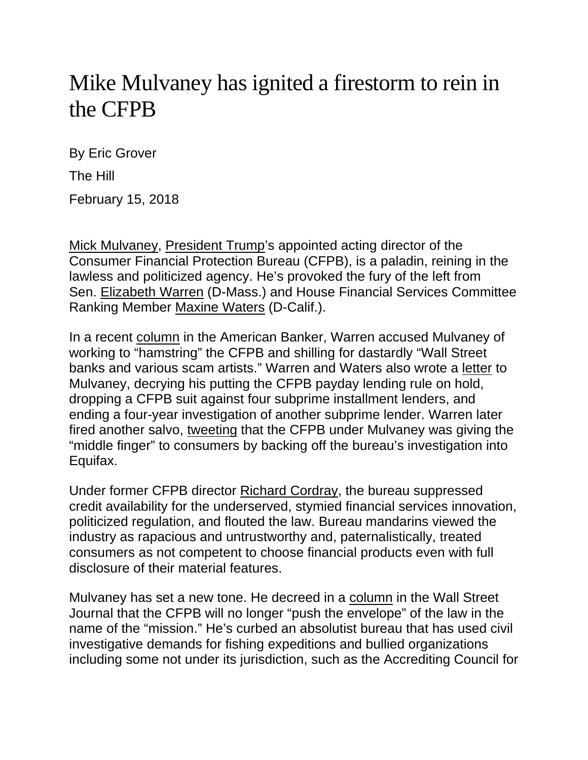# Mike Mulvaney has ignited a firestorm to rein in the CFPB

By Eric Grover

The Hill

February 15, 2018

Mick Mulvaney, President Trump's appointed acting director of the Consumer Financial Protection Bureau (CFPB), is a paladin, reining in the lawless and politicized agency. He's provoked the fury of the left from Sen. Elizabeth Warren (D-Mass.) and House Financial Services Committee Ranking Member Maxine Waters (D-Calif.).

In a recent column in the American Banker, Warren accused Mulvaney of working to "hamstring" the CFPB and shilling for dastardly "Wall Street banks and various scam artists." Warren and Waters also wrote a letter to Mulvaney, decrying his putting the CFPB payday lending rule on hold, dropping a CFPB suit against four subprime installment lenders, and ending a four-year investigation of another subprime lender. Warren later fired another salvo, tweeting that the CFPB under Mulvaney was giving the "middle finger" to consumers by backing off the bureau's investigation into Equifax.

Under former CFPB director Richard Cordray, the bureau suppressed credit availability for the underserved, stymied financial services innovation, politicized regulation, and flouted the law. Bureau mandarins viewed the industry as rapacious and untrustworthy and, paternalistically, treated consumers as not competent to choose financial products even with full disclosure of their material features.

Mulvaney has set a new tone. He decreed in a column in the Wall Street Journal that the CFPB will no longer "push the envelope" of the law in the name of the "mission." He's curbed an absolutist bureau that has used civil investigative demands for fishing expeditions and bullied organizations including some not under its jurisdiction, such as the Accrediting Council for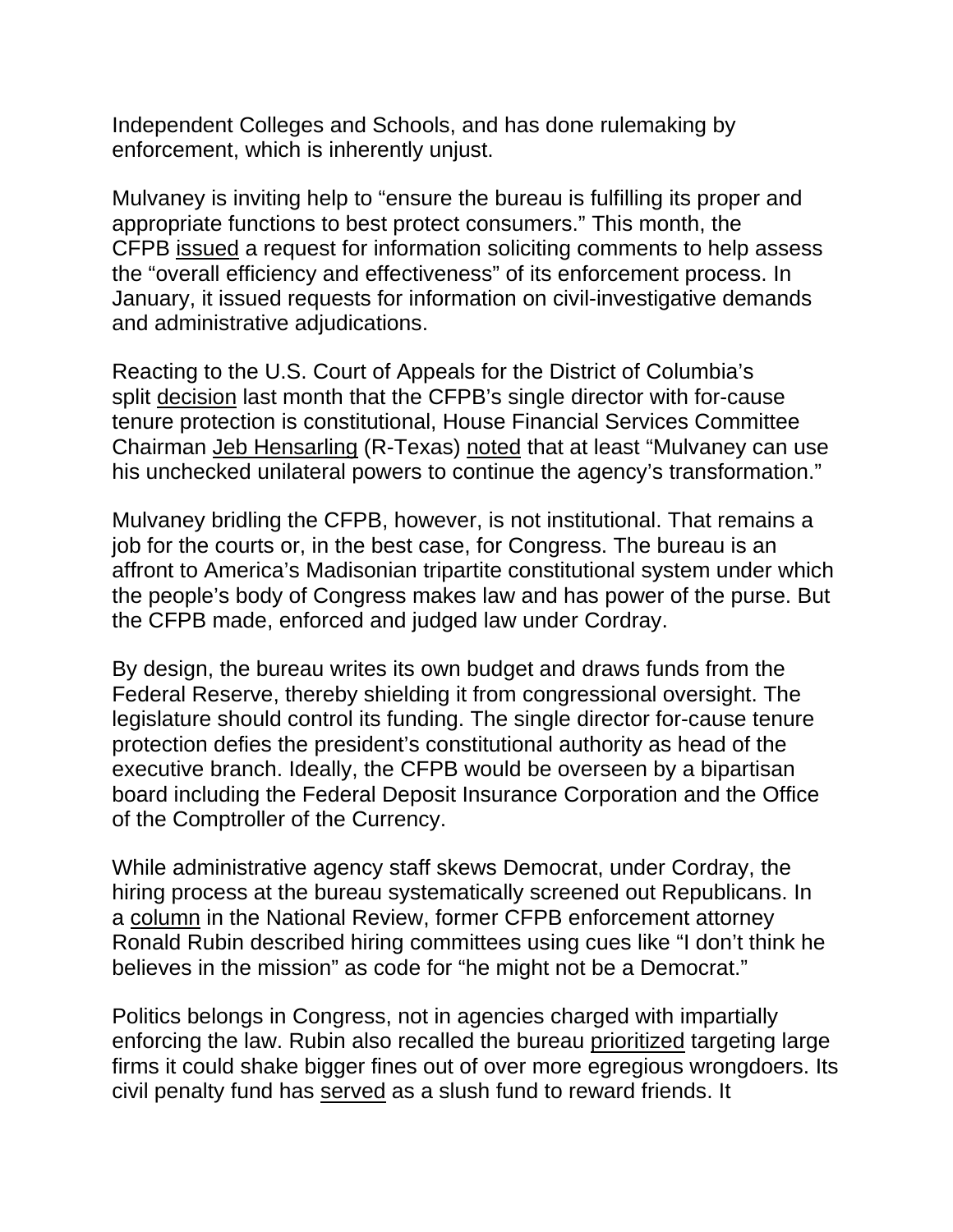Independent Colleges and Schools, and has done rulemaking by enforcement, which is inherently unjust.

Mulvaney is inviting help to "ensure the bureau is fulfilling its proper and appropriate functions to best protect consumers." This month, the CFPB issued a request for information soliciting comments to help assess the "overall efficiency and effectiveness" of its enforcement process. In January, it issued requests for information on civil-investigative demands and administrative adjudications.

Reacting to the U.S. Court of Appeals for the District of Columbia's split decision last month that the CFPB's single director with for-cause tenure protection is constitutional, House Financial Services Committee Chairman Jeb Hensarling (R-Texas) noted that at least "Mulvaney can use his unchecked unilateral powers to continue the agency's transformation."

Mulvaney bridling the CFPB, however, is not institutional. That remains a job for the courts or, in the best case, for Congress. The bureau is an affront to America's Madisonian tripartite constitutional system under which the people's body of Congress makes law and has power of the purse. But the CFPB made, enforced and judged law under Cordray.

By design, the bureau writes its own budget and draws funds from the Federal Reserve, thereby shielding it from congressional oversight. The legislature should control its funding. The single director for-cause tenure protection defies the president's constitutional authority as head of the executive branch. Ideally, the CFPB would be overseen by a bipartisan board including the Federal Deposit Insurance Corporation and the Office of the Comptroller of the Currency.

While administrative agency staff skews Democrat, under Cordray, the hiring process at the bureau systematically screened out Republicans. In a column in the National Review, former CFPB enforcement attorney Ronald Rubin described hiring committees using cues like "I don't think he believes in the mission" as code for "he might not be a Democrat."

Politics belongs in Congress, not in agencies charged with impartially enforcing the law. Rubin also recalled the bureau prioritized targeting large firms it could shake bigger fines out of over more egregious wrongdoers. Its civil penalty fund has served as a slush fund to reward friends. It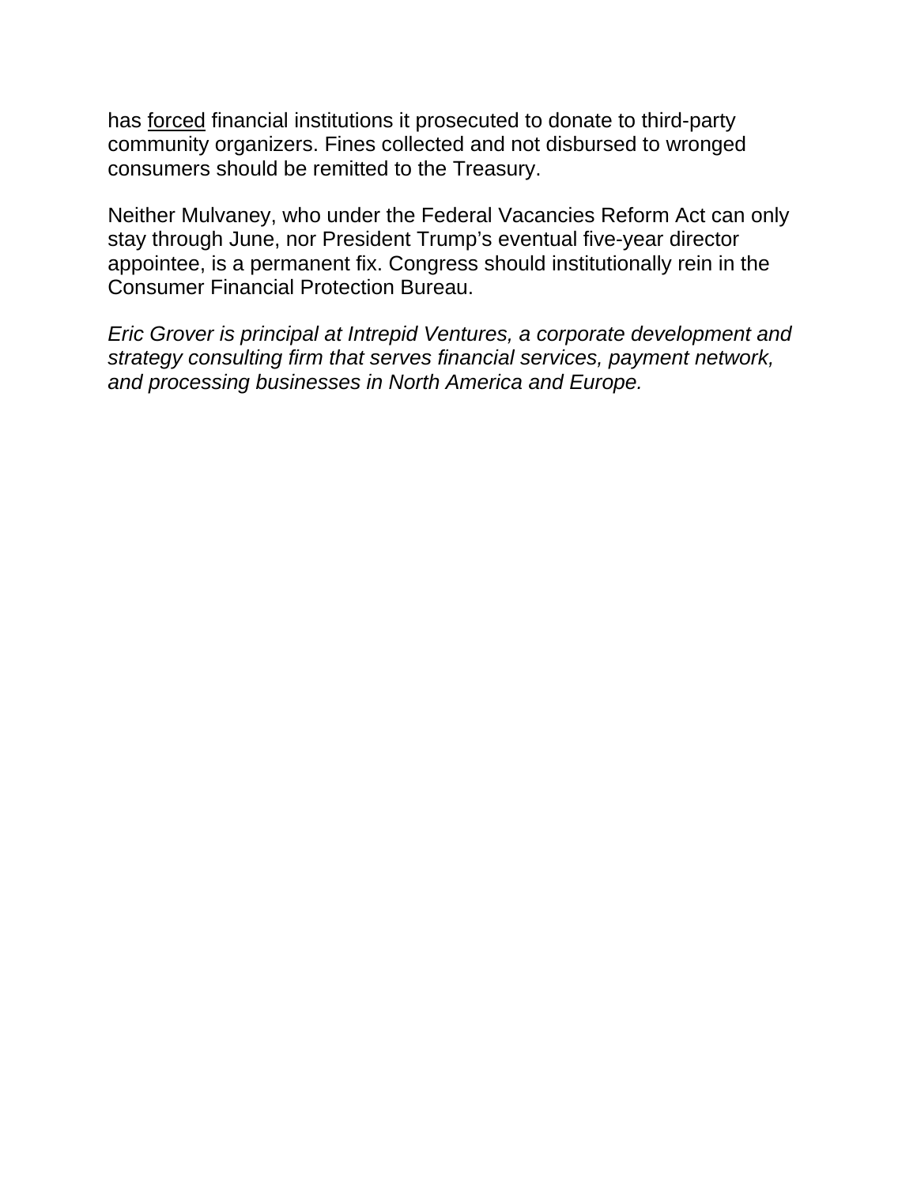has forced financial institutions it prosecuted to donate to third-party community organizers. Fines collected and not disbursed to wronged consumers should be remitted to the Treasury.

Neither Mulvaney, who under the Federal Vacancies Reform Act can only stay through June, nor President Trump's eventual five-year director appointee, is a permanent fix. Congress should institutionally rein in the Consumer Financial Protection Bureau.

*Eric Grover is principal at Intrepid Ventures, a corporate development and strategy consulting firm that serves financial services, payment network, and processing businesses in North America and Europe.*